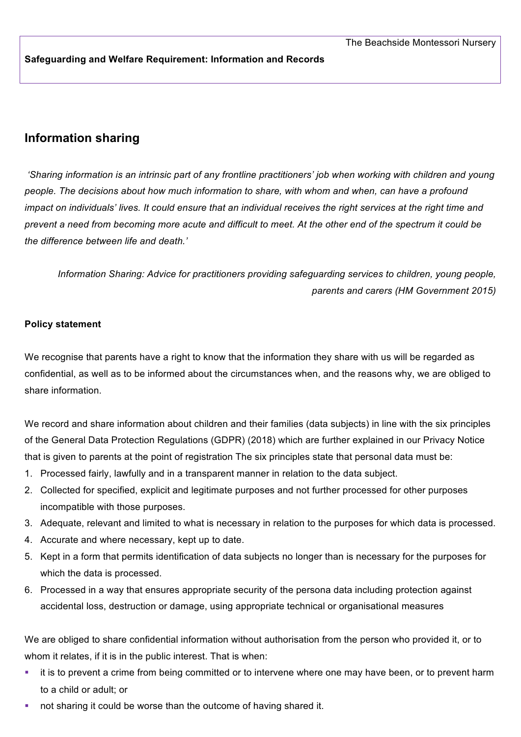**Safeguarding and Welfare Requirement: Information and Records**

## Information sharing

*'Sharing information is an intrinsic part of any frontline practitioners' job when working with children and young people. The decisions about how much information to share, with whom and when, can have a profound impact on individuals' lives. It could ensure that an individual receives the right services at the right time and prevent a need from becoming more acute and difficult to meet. At the other end of the spectrum it could be the difference between life and death.'*

*Information Sharing: Advice for practitioners providing safeguarding services to children, young people, parents and carers (HM Government 2015)*

**Policy statement**

We recognise that parents have a right to know that the information they share with us will be regarded as confidential, as well as to be informed about the circumstances when, and the reasons why, we are obliged to share information.

We record and share information about children and their families (data subjects) in line with the six principles of the General Data Protection Regulations (GDPR) (2018) which are further explained in our Privacy Notice that is given to parents at the point of registration The six principles state that personal data must be:

1. Processed fairly, lawfully and in a transparent manner in relation to the data subject.
2. Collected for specified, explicit and legitimate purposes and not further processed for other purposes incompatible with those purposes.
3. Adequate, relevant and limited to what is necessary in relation to the purposes for which data is processed.
4. Accurate and where necessary, kept up to date.
5. Kept in a form that permits identification of data subjects no longer than is necessary for the purposes for which the data is processed.
6. Processed in a way that ensures appropriate security of the persona data including protection against accidental loss, destruction or damage, using appropriate technical or organisational measures

We are obliged to share confidential information without authorisation from the person who provided it, or to whom it relates, if it is in the public interest. That is when:

- it is to prevent a crime from being committed or to intervene where one may have been, or to prevent harm to a child or adult; or
- not sharing it could be worse than the outcome of having shared it.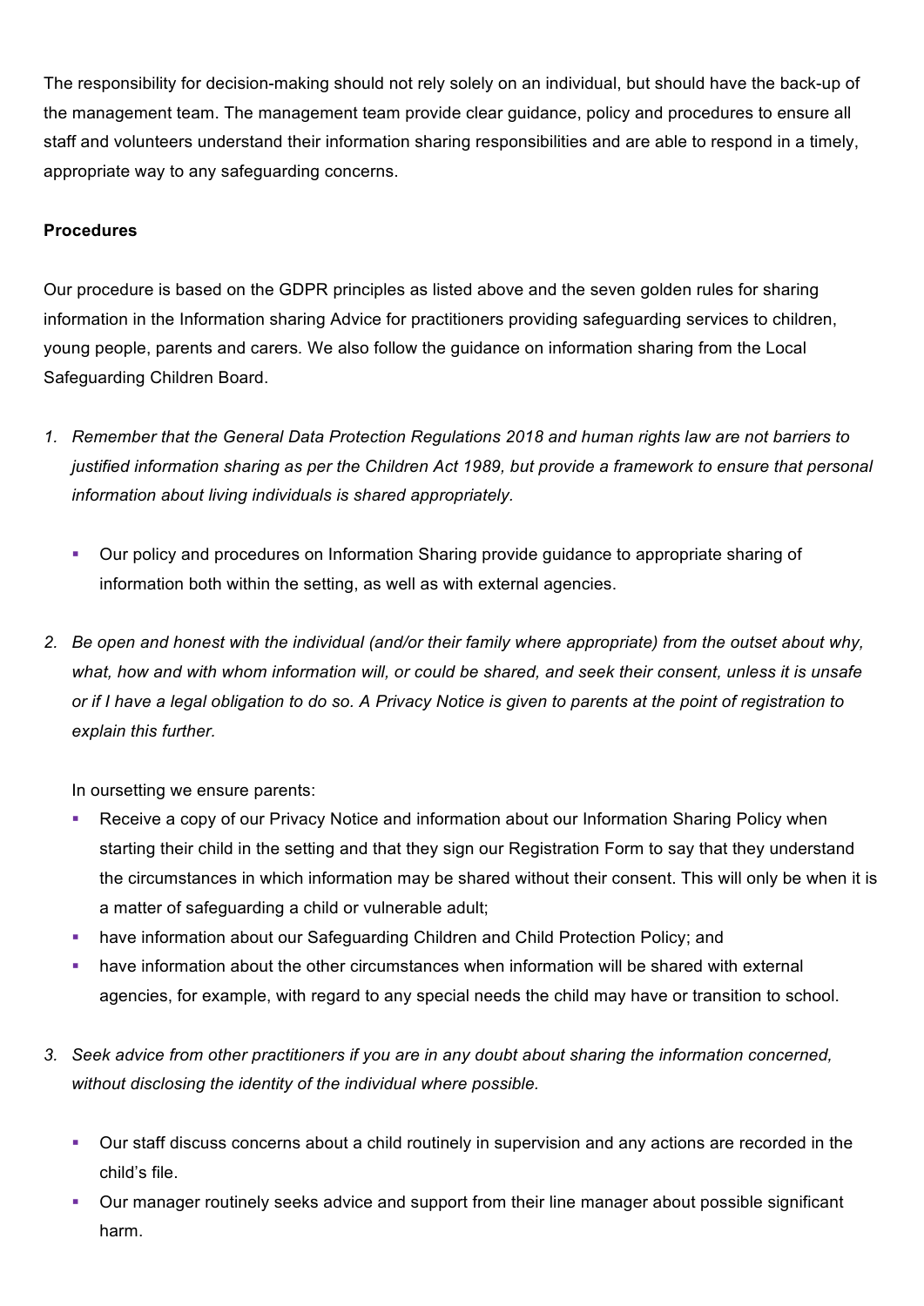The responsibility for decision-making should not rely solely on an individual, but should have the back-up of the management team. The management team provide clear guidance, policy and procedures to ensure all staff and volunteers understand their information sharing responsibilities and are able to respond in a timely, appropriate way to any safeguarding concerns.

**Procedures**

Our procedure is based on the GDPR principles as listed above and the seven golden rules for sharing information in the Information sharing Advice for practitioners providing safeguarding services to children, young people, parents and carers. We also follow the guidance on information sharing from the Local Safeguarding Children Board.

1. *Remember that the General Data Protection Regulations 2018 and human rights law are not barriers to justified information sharing as per the Children Act 1989, but provide a framework to ensure that personal information about living individuals is shared appropriately.*

   - Our policy and procedures on Information Sharing provide guidance to appropriate sharing of information both within the setting, as well as with external agencies.

2. *Be open and honest with the individual (and/or their family where appropriate) from the outset about why, what, how and with whom information will, or could be shared, and seek their consent, unless it is unsafe or if I have a legal obligation to do so. A Privacy Notice is given to parents at the point of registration to explain this further.*

   In oursetting we ensure parents:
   - Receive a copy of our Privacy Notice and information about our Information Sharing Policy when starting their child in the setting and that they sign our Registration Form to say that they understand the circumstances in which information may be shared without their consent. This will only be when it is a matter of safeguarding a child or vulnerable adult;
   - have information about our Safeguarding Children and Child Protection Policy; and
   - have information about the other circumstances when information will be shared with external agencies, for example, with regard to any special needs the child may have or transition to school.

3. *Seek advice from other practitioners if you are in any doubt about sharing the information concerned, without disclosing the identity of the individual where possible.*

   - Our staff discuss concerns about a child routinely in supervision and any actions are recorded in the child's file.
   - Our manager routinely seeks advice and support from their line manager about possible significant harm.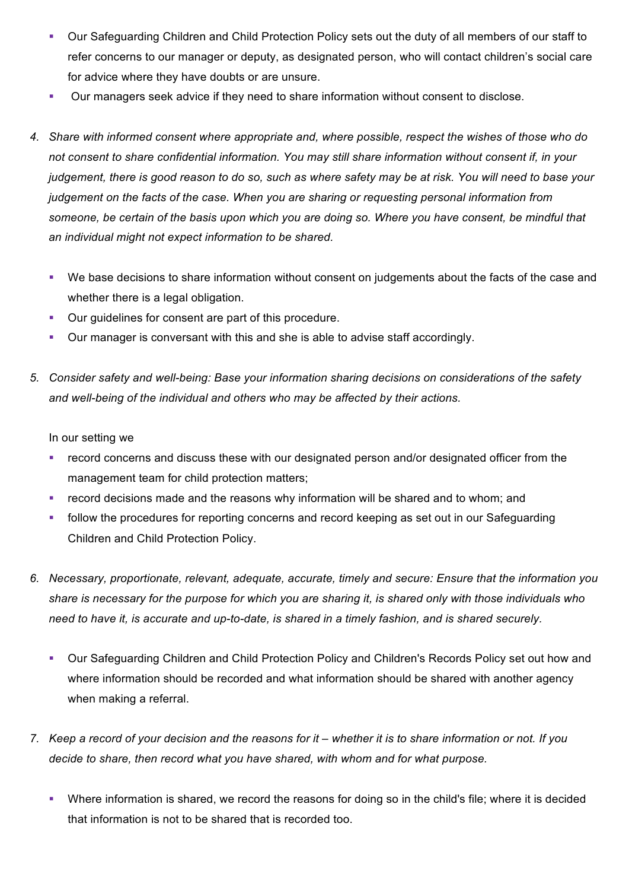- Our Safeguarding Children and Child Protection Policy sets out the duty of all members of our staff to refer concerns to our manager or deputy, as designated person, who will contact children's social care for advice where they have doubts or are unsure.
- Our managers seek advice if they need to share information without consent to disclose.

4. *Share with informed consent where appropriate and, where possible, respect the wishes of those who do not consent to share confidential information. You may still share information without consent if, in your judgement, there is good reason to do so, such as where safety may be at risk. You will need to base your judgement on the facts of the case. When you are sharing or requesting personal information from someone, be certain of the basis upon which you are doing so. Where you have consent, be mindful that an individual might not expect information to be shared.*

   - We base decisions to share information without consent on judgements about the facts of the case and whether there is a legal obligation.
   - Our guidelines for consent are part of this procedure.
   - Our manager is conversant with this and she is able to advise staff accordingly.

5. *Consider safety and well-being: Base your information sharing decisions on considerations of the safety and well-being of the individual and others who may be affected by their actions.*

   In our setting we
   - record concerns and discuss these with our designated person and/or designated officer from the management team for child protection matters;
   - record decisions made and the reasons why information will be shared and to whom; and
   - follow the procedures for reporting concerns and record keeping as set out in our Safeguarding Children and Child Protection Policy.

6. *Necessary, proportionate, relevant, adequate, accurate, timely and secure: Ensure that the information you share is necessary for the purpose for which you are sharing it, is shared only with those individuals who need to have it, is accurate and up-to-date, is shared in a timely fashion, and is shared securely.*

   - Our Safeguarding Children and Child Protection Policy and Children's Records Policy set out how and where information should be recorded and what information should be shared with another agency when making a referral.

7. *Keep a record of your decision and the reasons for it – whether it is to share information or not. If you decide to share, then record what you have shared, with whom and for what purpose.*

   - Where information is shared, we record the reasons for doing so in the child's file; where it is decided that information is not to be shared that is recorded too.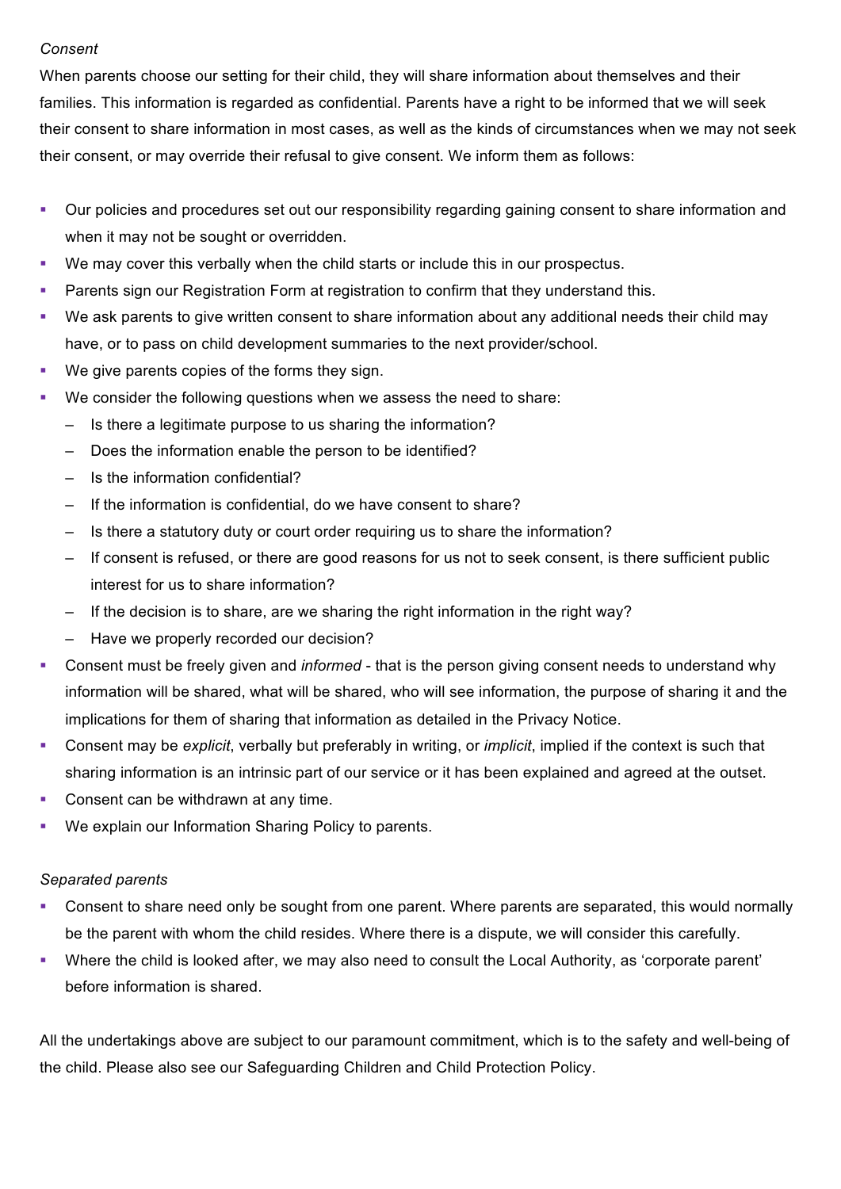*Consent*

When parents choose our setting for their child, they will share information about themselves and their families. This information is regarded as confidential. Parents have a right to be informed that we will seek their consent to share information in most cases, as well as the kinds of circumstances when we may not seek their consent, or may override their refusal to give consent. We inform them as follows:

- Our policies and procedures set out our responsibility regarding gaining consent to share information and when it may not be sought or overridden.
- We may cover this verbally when the child starts or include this in our prospectus.
- Parents sign our Registration Form at registration to confirm that they understand this.
- We ask parents to give written consent to share information about any additional needs their child may have, or to pass on child development summaries to the next provider/school.
- We give parents copies of the forms they sign.
- We consider the following questions when we assess the need to share:
  - Is there a legitimate purpose to us sharing the information?
  - Does the information enable the person to be identified?
  - Is the information confidential?
  - If the information is confidential, do we have consent to share?
  - Is there a statutory duty or court order requiring us to share the information?
  - If consent is refused, or there are good reasons for us not to seek consent, is there sufficient public interest for us to share information?
  - If the decision is to share, are we sharing the right information in the right way?
  - Have we properly recorded our decision?
- Consent must be freely given and *informed* - that is the person giving consent needs to understand why information will be shared, what will be shared, who will see information, the purpose of sharing it and the implications for them of sharing that information as detailed in the Privacy Notice.
- Consent may be *explicit*, verbally but preferably in writing, or *implicit*, implied if the context is such that sharing information is an intrinsic part of our service or it has been explained and agreed at the outset.
- Consent can be withdrawn at any time.
- We explain our Information Sharing Policy to parents.

*Separated parents*

- Consent to share need only be sought from one parent. Where parents are separated, this would normally be the parent with whom the child resides. Where there is a dispute, we will consider this carefully.
- Where the child is looked after, we may also need to consult the Local Authority, as 'corporate parent' before information is shared.

All the undertakings above are subject to our paramount commitment, which is to the safety and well-being of the child. Please also see our Safeguarding Children and Child Protection Policy.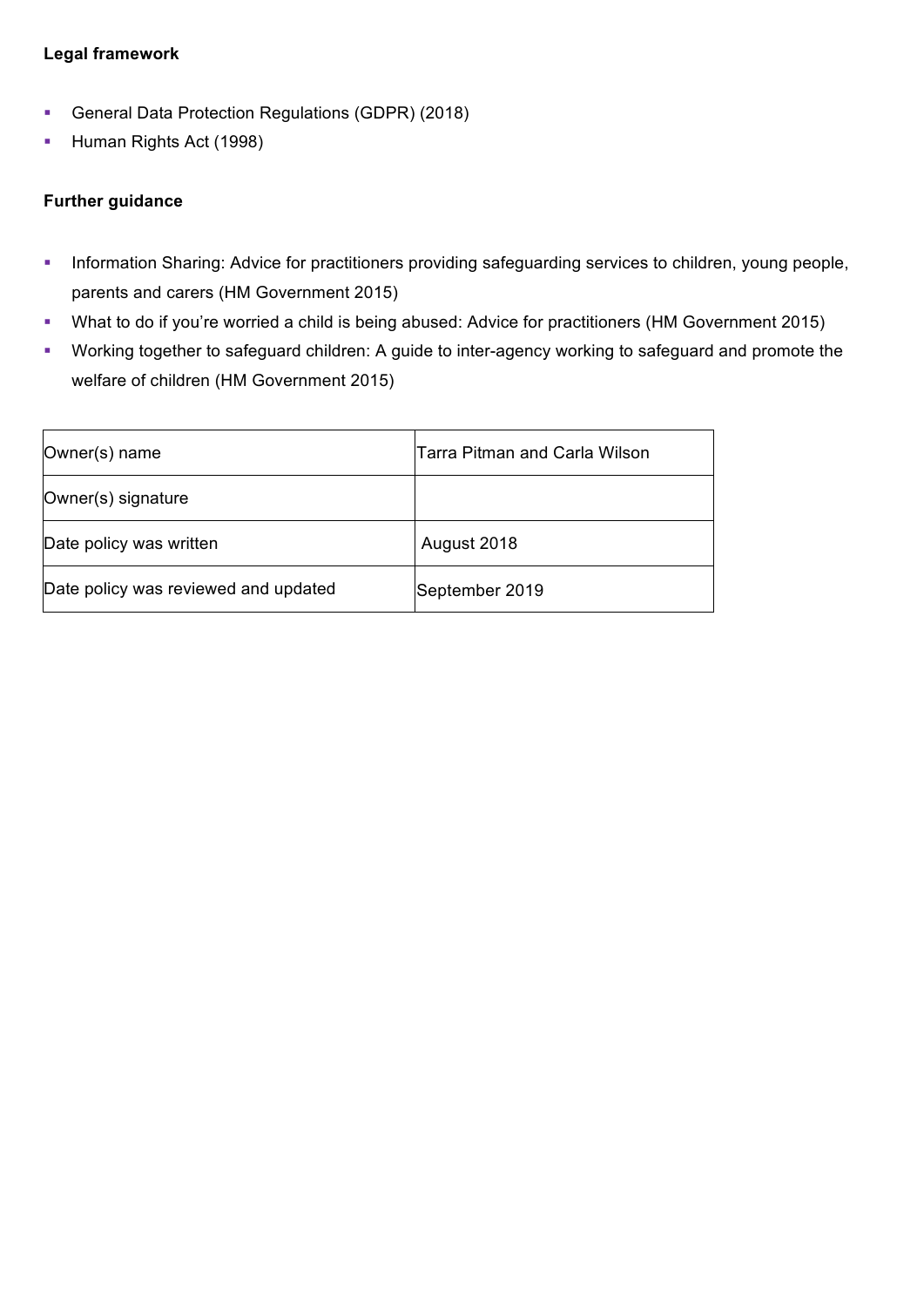**Legal framework**

- General Data Protection Regulations (GDPR) (2018)
- Human Rights Act (1998)

**Further guidance**

- Information Sharing: Advice for practitioners providing safeguarding services to children, young people, parents and carers (HM Government 2015)
- What to do if you're worried a child is being abused: Advice for practitioners (HM Government 2015)
- Working together to safeguard children: A guide to inter-agency working to safeguard and promote the welfare of children (HM Government 2015)

| | |
|---|---|
| Owner(s) name | Tarra Pitman and Carla Wilson |
| Owner(s) signature | |
| Date policy was written | August 2018 |
| Date policy was reviewed and updated | September 2019 |